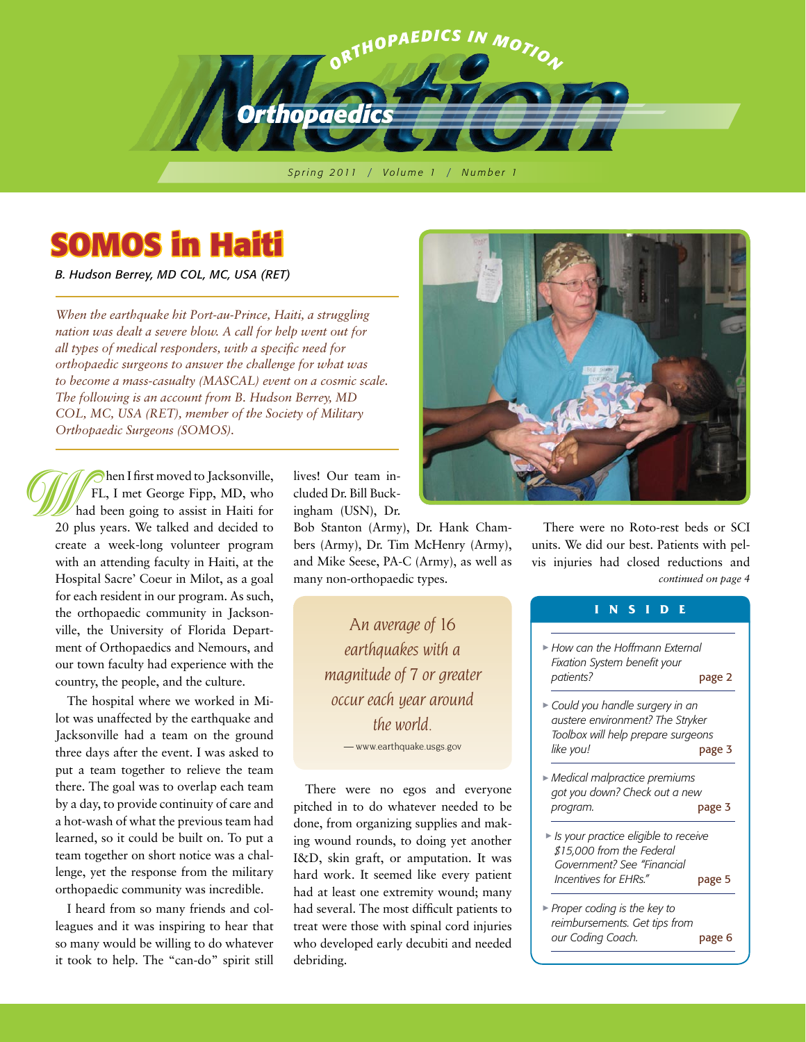# Orthopaedics in Motion

Spring 2011 / Volume 1 / Number 1

## SOMOS in Haiti

*B. Hudson Berrey, MD COL, MC, USA (RET)*

*When the earthquake hit Port-au-Prince, Haiti, a struggling nation was dealt a severe blow. A call for help went out for all types of medical responders, with a specific need for orthopaedic surgeons to answer the challenge for what was to become a mass-casualty (MASCAL) event on a cosmic scale. The following is an account from B. Hudson Berrey, MD COL, MC, USA (RET), member of the Society of Military Orthopaedic Surgeons (SOMOS).*

When I first moved to Jacksonville, FL, I met George Fipp, MD, who had been going to assist in Haiti for 20 plus years. We talked and decided to create a week-long volunteer program with an attending faculty in Haiti, at the Hospital Sacre' Coeur in Milot, as a goal for each resident in our program. As such, the orthopaedic community in Jacksonville, the University of Florida Department of Orthopaedics and Nemours, and our town faculty had experience with the country, the people, and the culture.

The hospital where we worked in Milot was unaffected by the earthquake and Jacksonville had a team on the ground three days after the event. I was asked to put a team together to relieve the team there. The goal was to overlap each team by a day, to provide continuity of care and a hot-wash of what the previous team had learned, so it could be built on. To put a team together on short notice was a challenge, yet the response from the military orthopaedic community was incredible.

I heard from so many friends and colleagues and it was inspiring to hear that so many would be willing to do whatever it took to help. The "can-do" spirit still lives! Our team included Dr. Bill Buckingham (USN), Dr. Bob Stanton (Army), Dr. Hank Chambers (Army), Dr. Tim McHenry (Army), and Mike Seese, PA-C (Army), as well as many non-orthopaedic types.

> *An average of 16 earthquakes with a magnitude of 7 or greater occur each year around the world.*
>
> — www.earthquake.usgs.gov

There were no egos and everyone pitched in to do whatever needed to be done, from organizing supplies and making wound rounds, to doing yet another I&D, skin graft, or amputation. It was hard work. It seemed like every patient had at least one extremity wound; many had several. The most difficult patients to treat were those with spinal cord injuries who developed early decubiti and needed debriding.

There were no Roto-rest beds or SCI units. We did our best. Patients with pelvis injuries had closed reductions and

*continued on page 4*

### INSIDE

- *How can the Hoffmann External Fixation System benefit your patients?* — page 2
- *Could you handle surgery in an austere environment? The Stryker Toolbox will help prepare surgeons like you!* — page 3
- *Medical malpractice premiums got you down? Check out a new program.* — page 3
- *Is your practice eligible to receive $15,000 from the Federal Government? See "Financial Incentives for EHRs."* — page 5
- *Proper coding is the key to reimbursements. Get tips from our Coding Coach.* — page 6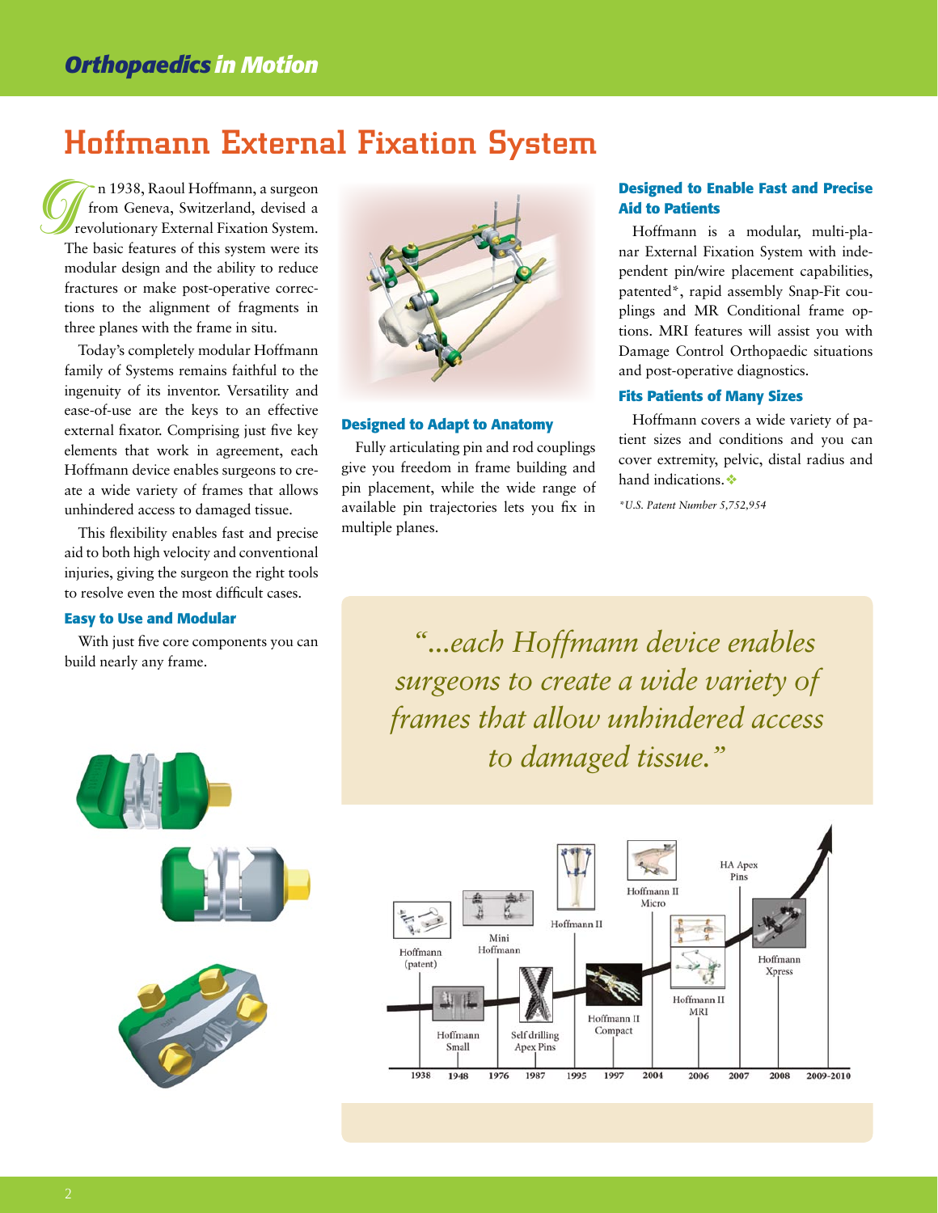# Hoffmann External Fixation System

In 1938, Raoul Hoffmann, a surgeon from Geneva, Switzerland, devised a revolutionary External Fixation System. The basic features of this system were its modular design and the ability to reduce fractures or make post-operative corrections to the alignment of fragments in three planes with the frame in situ.

Today's completely modular Hoffmann family of Systems remains faithful to the ingenuity of its inventor. Versatility and ease-of-use are the keys to an effective external fixator. Comprising just five key elements that work in agreement, each Hoffmann device enables surgeons to create a wide variety of frames that allows unhindered access to damaged tissue.

This flexibility enables fast and precise aid to both high velocity and conventional injuries, giving the surgeon the right tools to resolve even the most difficult cases.

### Easy to Use and Modular

With just five core components you can build nearly any frame.

### Designed to Adapt to Anatomy

Fully articulating pin and rod couplings give you freedom in frame building and pin placement, while the wide range of available pin trajectories lets you fix in multiple planes.

### Designed to Enable Fast and Precise Aid to Patients

Hoffmann is a modular, multi-planar External Fixation System with independent pin/wire placement capabilities, patented*, rapid assembly Snap-Fit couplings and MR Conditional frame options. MRI features will assist you with Damage Control Orthopaedic situations and post-operative diagnostics.

### Fits Patients of Many Sizes

Hoffmann covers a wide variety of patient sizes and conditions and you can cover extremity, pelvic, distal radius and hand indications.

*U.S. Patent Number 5,752,954

*"...each Hoffmann device enables surgeons to create a wide variety of frames that allow unhindered access to damaged tissue."*

| Year | Milestone |
|---|---|
| 1938 | Hoffmann (patent) |
| 1948 | Hoffmann Small |
| 1976 | Mini Hoffmann |
| 1987 | Self drilling Apex Pins |
| 1995 | Hoffmann II |
| 1997 | Hoffmann II Compact |
| 2004 | Hoffmann II Micro |
| 2006 | Hoffmann II MRI |
| 2007 | HA Apex Pins |
| 2008 | Hoffmann Xpress |
| 2009-2010 | |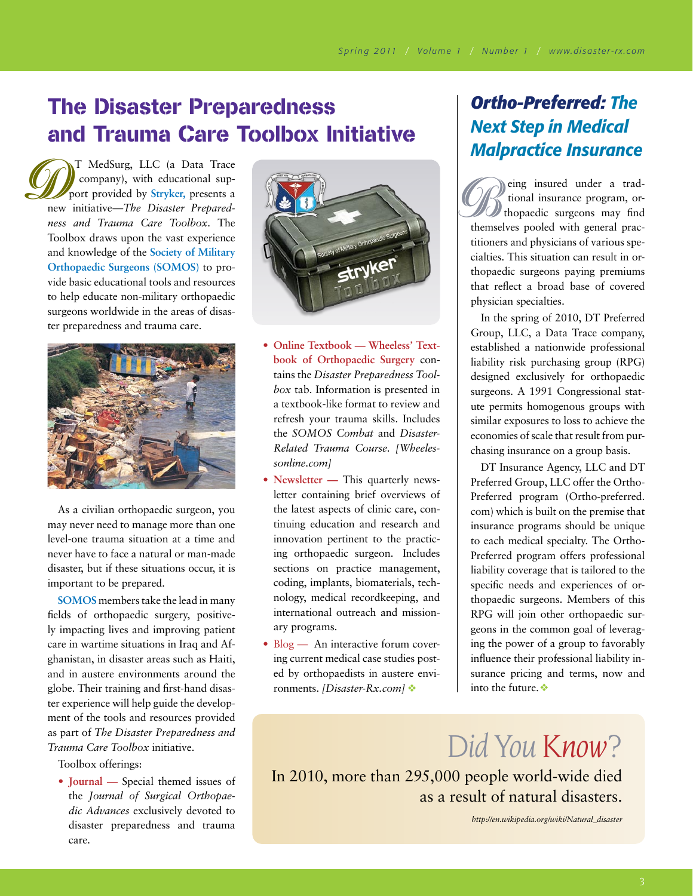# The Disaster Preparedness and Trauma Care Toolbox Initiative

DT MedSurg, LLC (a Data Trace company), with educational support provided by Stryker, presents a new initiative—*The Disaster Preparedness and Trauma Care Toolbox*. The Toolbox draws upon the vast experience and knowledge of the Society of Military Orthopaedic Surgeons (SOMOS) to provide basic educational tools and resources to help educate non-military orthopaedic surgeons worldwide in the areas of disaster preparedness and trauma care.

As a civilian orthopaedic surgeon, you may never need to manage more than one level-one trauma situation at a time and never have to face a natural or man-made disaster, but if these situations occur, it is important to be prepared.

SOMOS members take the lead in many fields of orthopaedic surgery, positively impacting lives and improving patient care in wartime situations in Iraq and Afghanistan, in disaster areas such as Haiti, and in austere environments around the globe. Their training and first-hand disaster experience will help guide the development of the tools and resources provided as part of *The Disaster Preparedness and Trauma Care Toolbox* initiative.

Toolbox offerings:

- **Journal —** Special themed issues of the *Journal of Surgical Orthopaedic Advances* exclusively devoted to disaster preparedness and trauma care.
- **Online Textbook — Wheeless' Textbook of Orthopaedic Surgery** contains the *Disaster Preparedness Toolbox* tab. Information is presented in a textbook-like format to review and refresh your trauma skills. Includes the *SOMOS Combat* and *Disaster-Related Trauma Course*. *[Wheelessonline.com]*
- **Newsletter —** This quarterly newsletter containing brief overviews of the latest aspects of clinic care, continuing education and research and innovation pertinent to the practicing orthopaedic surgeon. Includes sections on practice management, coding, implants, biomaterials, technology, medical recordkeeping, and international outreach and missionary programs.
- **Blog —** An interactive forum covering current medical case studies posted by orthopaedists in austere environments. *[Disaster-Rx.com]*

# Ortho-Preferred: The Next Step in Medical Malpractice Insurance

Being insured under a traditional insurance program, orthopaedic surgeons may find themselves pooled with general practitioners and physicians of various specialties. This situation can result in orthopaedic surgeons paying premiums that reflect a broad base of covered physician specialties.

In the spring of 2010, DT Preferred Group, LLC, a Data Trace company, established a nationwide professional liability risk purchasing group (RPG) designed exclusively for orthopaedic surgeons. A 1991 Congressional statute permits homogenous groups with similar exposures to loss to achieve the economies of scale that result from purchasing insurance on a group basis.

DT Insurance Agency, LLC and DT Preferred Group, LLC offer the Ortho-Preferred program (Ortho-preferred.com) which is built on the premise that insurance programs should be unique to each medical specialty. The Ortho-Preferred program offers professional liability coverage that is tailored to the specific needs and experiences of orthopaedic surgeons. Members of this RPG will join other orthopaedic surgeons in the common goal of leveraging the power of a group to favorably influence their professional liability insurance pricing and terms, now and into the future.

## Did You Know?

In 2010, more than 295,000 people world-wide died as a result of natural disasters.

*http://en.wikipedia.org/wiki/Natural_disaster*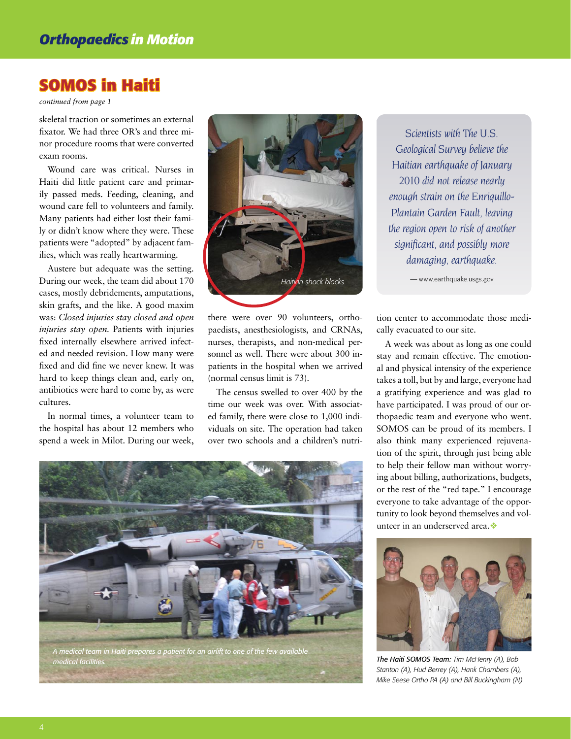## SOMOS in Haiti

*continued from page 1*

skeletal traction or sometimes an external fixator. We had three OR's and three minor procedure rooms that were converted exam rooms.

Wound care was critical. Nurses in Haiti did little patient care and primarily passed meds. Feeding, cleaning, and wound care fell to volunteers and family. Many patients had either lost their family or didn't know where they were. These patients were "adopted" by adjacent families, which was really heartwarming.

Austere but adequate was the setting. During our week, the team did about 170 cases, mostly debridements, amputations, skin grafts, and the like. A good maxim was: *Closed injuries stay closed and open injuries stay open.* Patients with injuries fixed internally elsewhere arrived infected and needed revision. How many were fixed and did fine we never knew. It was hard to keep things clean and, early on, antibiotics were hard to come by, as were cultures.

In normal times, a volunteer team to the hospital has about 12 members who spend a week in Milot. During our week, there were over 90 volunteers, orthopaedists, anesthesiologists, and CRNAs, nurses, therapists, and non-medical personnel as well. There were about 300 inpatients in the hospital when we arrived (normal census limit is 73).

The census swelled to over 400 by the time our week was over. With associated family, there were close to 1,000 individuals on site. The operation had taken over two schools and a children's nutrition center to accommodate those medically evacuated to our site.

A week was about as long as one could stay and remain effective. The emotional and physical intensity of the experience takes a toll, but by and large, everyone had a gratifying experience and was glad to have participated. I was proud of our orthopaedic team and everyone who went. SOMOS can be proud of its members. I also think many experienced rejuvenation of the spirit, through just being able to help their fellow man without worrying about billing, authorizations, budgets, or the rest of the "red tape." I encourage everyone to take advantage of the opportunity to look beyond themselves and volunteer in an underserved area.❖

Haitian shock blocks

> *Scientists with The U.S. Geological Survey believe the Haitian earthquake of January 2010 did not release nearly enough strain on the Enriquillo-Plantain Garden Fault, leaving the region open to risk of another significant, and possibly more damaging, earthquake.*
>
> — www.earthquake.usgs.gov

*A medical team in Haiti prepares a patient for an airlift to one of the few available medical facilities.*

***The Haiti SOMOS Team:*** *Tim McHenry (A), Bob Stanton (A), Hud Berrey (A), Hank Chambers (A), Mike Seese Ortho PA (A) and Bill Buckingham (N)*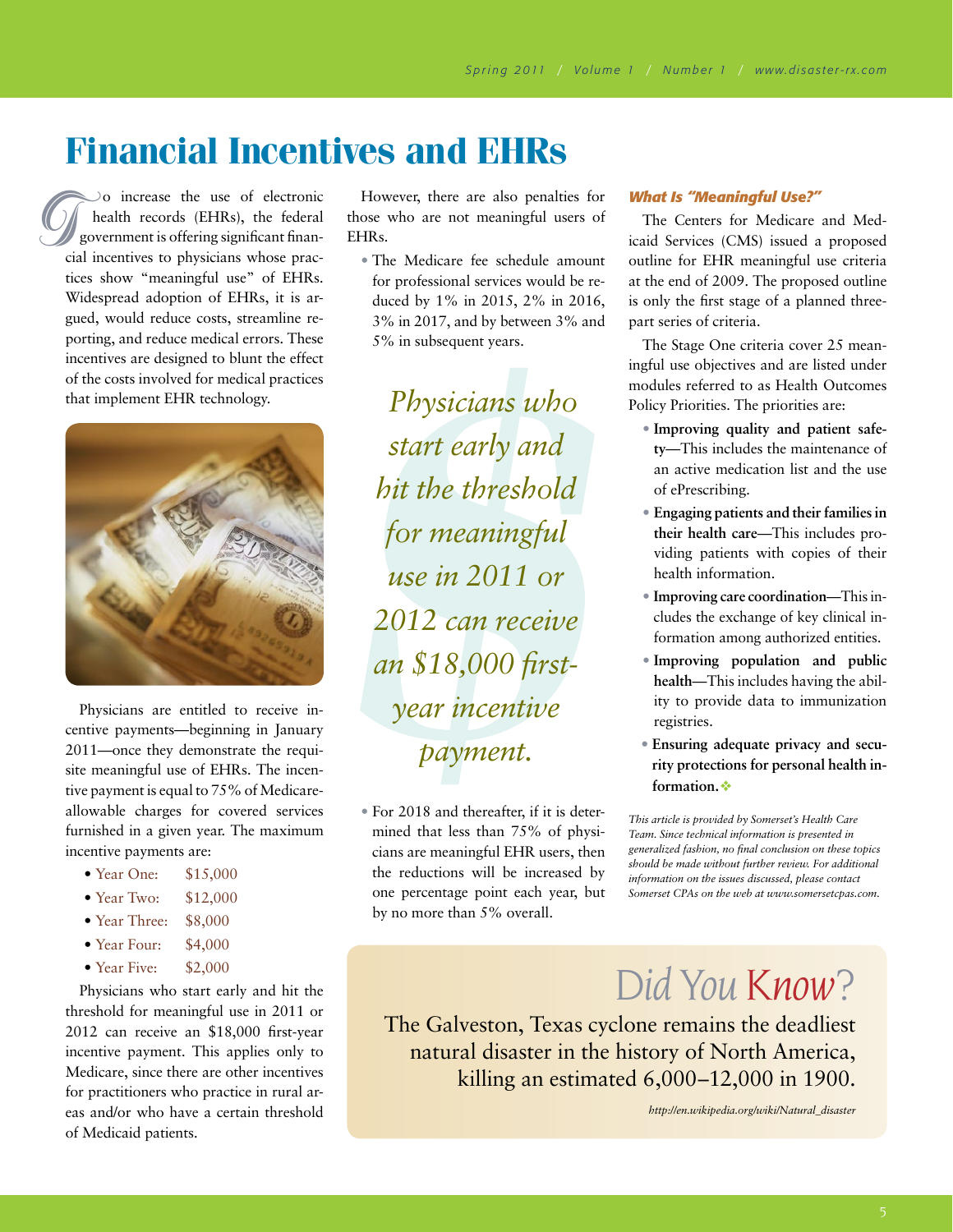# Financial Incentives and EHRs

To increase the use of electronic health records (EHRs), the federal government is offering significant financial incentives to physicians whose practices show "meaningful use" of EHRs. Widespread adoption of EHRs, it is argued, would reduce costs, streamline reporting, and reduce medical errors. These incentives are designed to blunt the effect of the costs involved for medical practices that implement EHR technology.

Physicians are entitled to receive incentive payments—beginning in January 2011—once they demonstrate the requisite meaningful use of EHRs. The incentive payment is equal to 75% of Medicare-allowable charges for covered services furnished in a given year. The maximum incentive payments are:

- Year One: $15,000
- Year Two: $12,000
- Year Three: $8,000
- Year Four: $4,000
- Year Five: $2,000

Physicians who start early and hit the threshold for meaningful use in 2011 or 2012 can receive an $18,000 first-year incentive payment. This applies only to Medicare, since there are other incentives for practitioners who practice in rural areas and/or who have a certain threshold of Medicaid patients.

However, there are also penalties for those who are not meaningful users of EHRs.

- The Medicare fee schedule amount for professional services would be reduced by 1% in 2015, 2% in 2016, 3% in 2017, and by between 3% and 5% in subsequent years.

*Physicians who start early and hit the threshold for meaningful use in 2011 or 2012 can receive an $18,000 first-year incentive payment.*

- For 2018 and thereafter, if it is determined that less than 75% of physicians are meaningful EHR users, then the reductions will be increased by one percentage point each year, but by no more than 5% overall.

### *What Is "Meaningful Use?"*

The Centers for Medicare and Medicaid Services (CMS) issued a proposed outline for EHR meaningful use criteria at the end of 2009. The proposed outline is only the first stage of a planned three-part series of criteria.

The Stage One criteria cover 25 meaningful use objectives and are listed under modules referred to as Health Outcomes Policy Priorities. The priorities are:

- **Improving quality and patient safety**—This includes the maintenance of an active medication list and the use of ePrescribing.
- **Engaging patients and their families in their health care**—This includes providing patients with copies of their health information.
- **Improving care coordination**—This includes the exchange of key clinical information among authorized entities.
- **Improving population and public health**—This includes having the ability to provide data to immunization registries.
- **Ensuring adequate privacy and security protections for personal health information.**

*This article is provided by Somerset's Health Care Team. Since technical information is presented in generalized fashion, no final conclusion on these topics should be made without further review. For additional information on the issues discussed, please contact Somerset CPAs on the web at www.somersetcpas.com.*

## Did You Know?

The Galveston, Texas cyclone remains the deadliest natural disaster in the history of North America, killing an estimated 6,000–12,000 in 1900.

*http://en.wikipedia.org/wiki/Natural_disaster*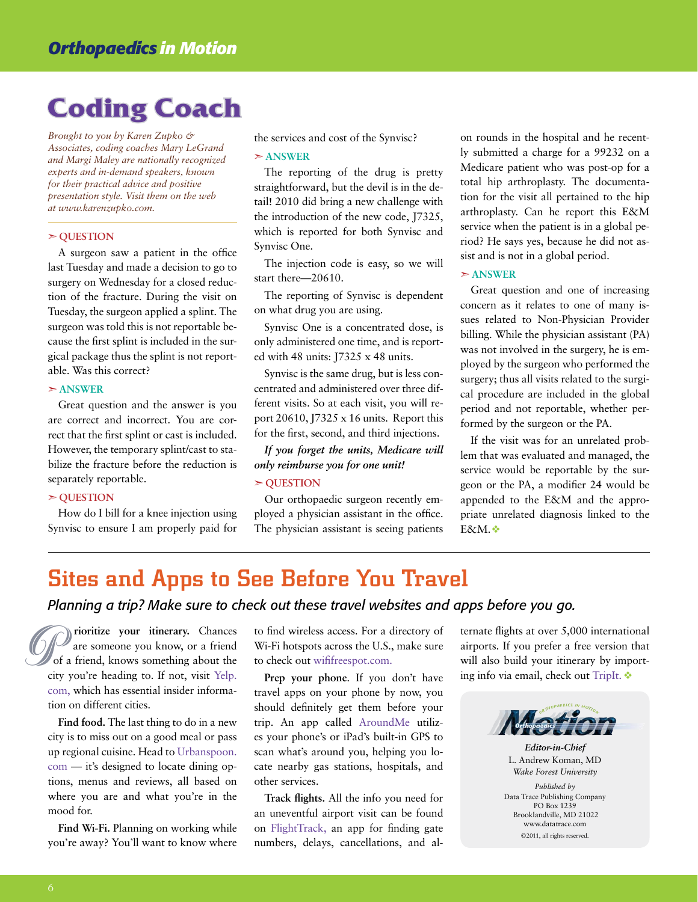# Coding Coach

*Brought to you by Karen Zupko & Associates, coding coaches Mary LeGrand and Margi Maley are nationally recognized experts and in-demand speakers, known for their practical advice and positive presentation style. Visit them on the web at www.karenzupko.com.*

➢ QUESTION

A surgeon saw a patient in the office last Tuesday and made a decision to go to surgery on Wednesday for a closed reduction of the fracture. During the visit on Tuesday, the surgeon applied a splint. The surgeon was told this is not reportable because the first splint is included in the surgical package thus the splint is not reportable. Was this correct?

➢ ANSWER

Great question and the answer is you are correct and incorrect. You are correct that the first splint or cast is included. However, the temporary splint/cast to stabilize the fracture before the reduction is separately reportable.

➢ QUESTION

How do I bill for a knee injection using Synvisc to ensure I am properly paid for the services and cost of the Synvisc?

➢ ANSWER

The reporting of the drug is pretty straightforward, but the devil is in the detail! 2010 did bring a new challenge with the introduction of the new code, J7325, which is reported for both Synvisc and Synvisc One.

The injection code is easy, so we will start there—20610.

The reporting of Synvisc is dependent on what drug you are using.

Synvisc One is a concentrated dose, is only administered one time, and is reported with 48 units: J7325 x 48 units.

Synvisc is the same drug, but is less concentrated and administered over three different visits. So at each visit, you will report 20610, J7325 x 16 units. Report this for the first, second, and third injections.

***If you forget the units, Medicare will only reimburse you for one unit!***

➢ QUESTION

Our orthopaedic surgeon recently employed a physician assistant in the office. The physician assistant is seeing patients on rounds in the hospital and he recently submitted a charge for a 99232 on a Medicare patient who was post-op for a total hip arthroplasty. The documentation for the visit all pertained to the hip arthroplasty. Can he report this E&M service when the patient is in a global period? He says yes, because he did not assist and is not in a global period.

➢ ANSWER

Great question and one of increasing concern as it relates to one of many issues related to Non-Physician Provider billing. While the physician assistant (PA) was not involved in the surgery, he is employed by the surgeon who performed the surgery; thus all visits related to the surgical procedure are included in the global period and not reportable, whether performed by the surgeon or the PA.

If the visit was for an unrelated problem that was evaluated and managed, the service would be reportable by the surgeon or the PA, a modifier 24 would be appended to the E&M and the appropriate unrelated diagnosis linked to the E&M. ❖

# Sites and Apps to See Before You Travel

*Planning a trip? Make sure to check out these travel websites and apps before you go.*

**Prioritize your itinerary.** Chances are someone you know, or a friend of a friend, knows something about the city you're heading to. If not, visit Yelp.com, which has essential insider information on different cities.

**Find food.** The last thing to do in a new city is to miss out on a good meal or pass up regional cuisine. Head to Urbanspoon.com — it's designed to locate dining options, menus and reviews, all based on where you are and what you're in the mood for.

**Find Wi-Fi.** Planning on working while you're away? You'll want to know where to find wireless access. For a directory of Wi-Fi hotspots across the U.S., make sure to check out wififreespot.com.

**Prep your phone**. If you don't have travel apps on your phone by now, you should definitely get them before your trip. An app called AroundMe utilizes your phone's or iPad's built-in GPS to scan what's around you, helping you locate nearby gas stations, hospitals, and other services.

**Track flights.** All the info you need for an uneventful airport visit can be found on FlightTrack, an app for finding gate numbers, delays, cancellations, and alternate flights at over 5,000 international airports. If you prefer a free version that will also build your itinerary by importing info via email, check out TripIt. ❖

Orthopaedics in Motion

*Editor-in-Chief*
L. Andrew Koman, MD
*Wake Forest University*

*Published by*
Data Trace Publishing Company
PO Box 1239
Brooklandville, MD 21022
www.datatrace.com
©2011, all rights reserved.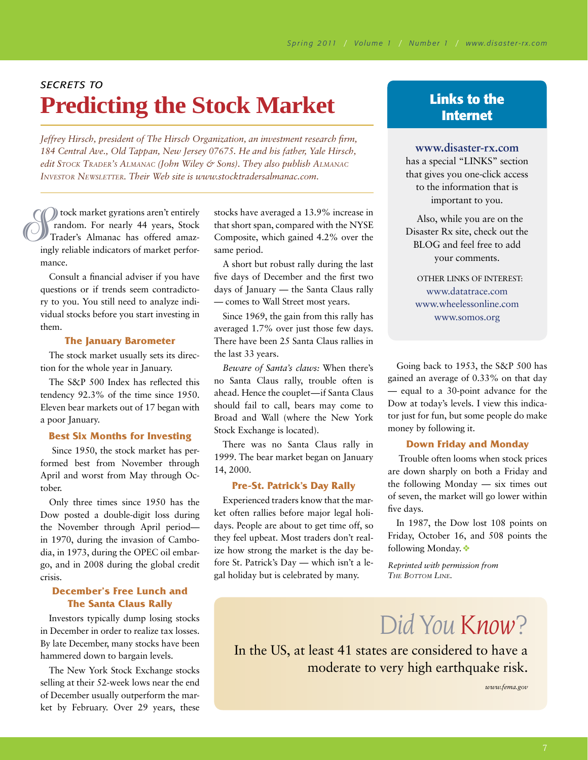*SECRETS TO*

# Predicting the Stock Market

*Jeffrey Hirsch, president of The Hirsch Organization, an investment research firm, 184 Central Ave., Old Tappan, New Jersey 07675. He and his father, Yale Hirsch, edit Stock Trader's Almanac (John Wiley & Sons). They also publish Almanac Investor Newsletter. Their Web site is www.stocktradersalmanac.com.*

Stock market gyrations aren't entirely random. For nearly 44 years, Stock Trader's Almanac has offered amazingly reliable indicators of market performance.

Consult a financial adviser if you have questions or if trends seem contradictory to you. You still need to analyze individual stocks before you start investing in them.

### The January Barometer

The stock market usually sets its direction for the whole year in January.

The S&P 500 Index has reflected this tendency 92.3% of the time since 1950. Eleven bear markets out of 17 began with a poor January.

### Best Six Months for Investing

Since 1950, the stock market has performed best from November through April and worst from May through October.

Only three times since 1950 has the Dow posted a double-digit loss during the November through April period—in 1970, during the invasion of Cambodia, in 1973, during the OPEC oil embargo, and in 2008 during the global credit crisis.

### December's Free Lunch and The Santa Claus Rally

Investors typically dump losing stocks in December in order to realize tax losses. By late December, many stocks have been hammered down to bargain levels.

The New York Stock Exchange stocks selling at their 52-week lows near the end of December usually outperform the market by February. Over 29 years, these stocks have averaged a 13.9% increase in that short span, compared with the NYSE Composite, which gained 4.2% over the same period.

A short but robust rally during the last five days of December and the first two days of January — the Santa Claus rally — comes to Wall Street most years.

Since 1969, the gain from this rally has averaged 1.7% over just those few days. There have been 25 Santa Claus rallies in the last 33 years.

*Beware of Santa's claws:* When there's no Santa Claus rally, trouble often is ahead. Hence the couplet—if Santa Claus should fail to call, bears may come to Broad and Wall (where the New York Stock Exchange is located).

There was no Santa Claus rally in 1999. The bear market began on January 14, 2000.

### Pre-St. Patrick's Day Rally

Experienced traders know that the market often rallies before major legal holidays. People are about to get time off, so they feel upbeat. Most traders don't realize how strong the market is the day before St. Patrick's Day — which isn't a legal holiday but is celebrated by many.

Going back to 1953, the S&P 500 has gained an average of 0.33% on that day — equal to a 30-point advance for the Dow at today's levels. I view this indicator just for fun, but some people do make money by following it.

### Down Friday and Monday

Trouble often looms when stock prices are down sharply on both a Friday and the following Monday — six times out of seven, the market will go lower within five days.

In 1987, the Dow lost 108 points on Friday, October 16, and 508 points the following Monday.

*Reprinted with permission from The Bottom Line.*

## Links to the Internet

**www.disaster-rx.com** has a special "LINKS" section that gives you one-click access to the information that is important to you.

Also, while you are on the Disaster Rx site, check out the BLOG and feel free to add your comments.

OTHER LINKS OF INTEREST:
www.datatrace.com
www.wheelessonline.com
www.somos.org

## Did You Know?

In the US, at least 41 states are considered to have a moderate to very high earthquake risk.

*www.fema.gov*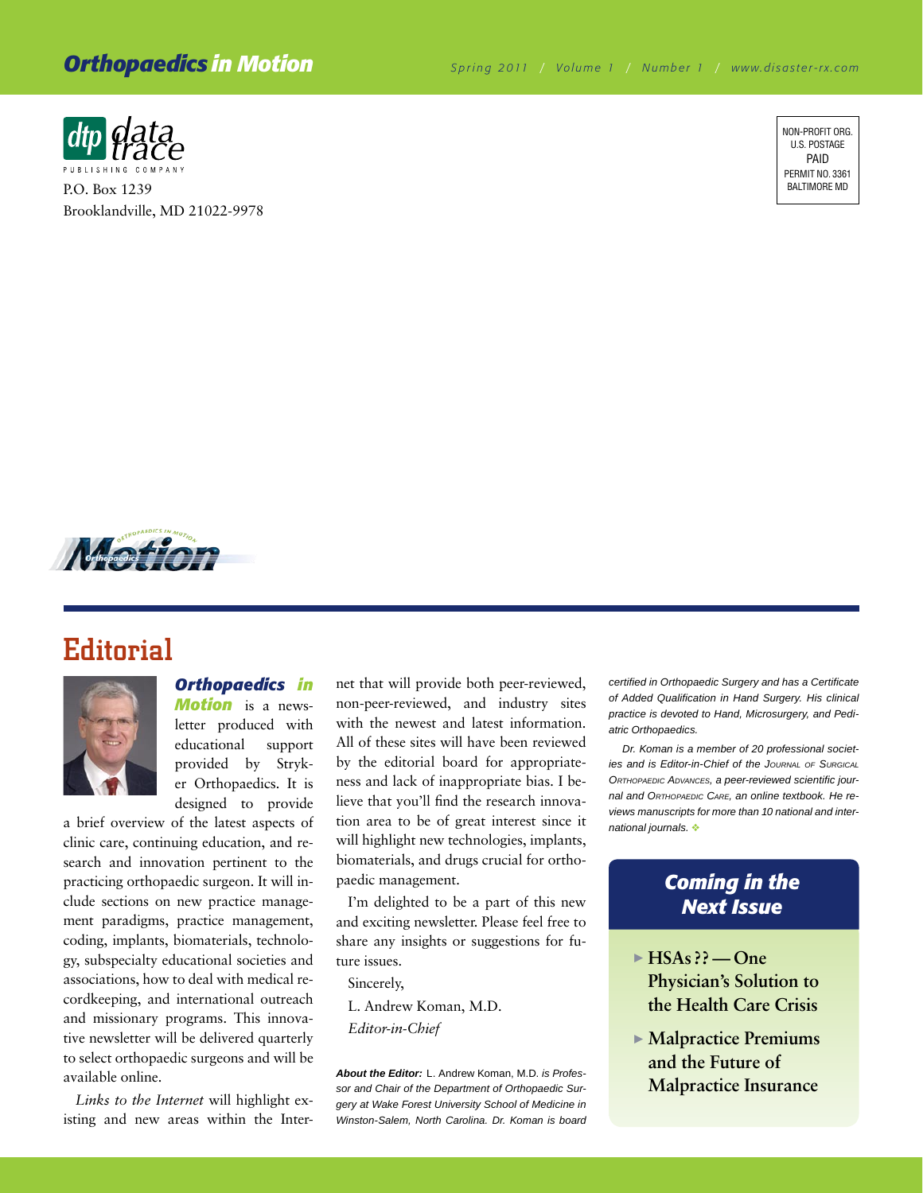dtp data trace PUBLISHING COMPANY

P.O. Box 1239
Brooklandville, MD 21022-9978

NON-PROFIT ORG.
U.S. POSTAGE
PAID
PERMIT NO. 3361
BALTIMORE MD

## Editorial

***Orthopaedics in Motion*** is a newsletter produced with educational support provided by Stryker Orthopaedics. It is designed to provide a brief overview of the latest aspects of clinic care, continuing education, and research and innovation pertinent to the practicing orthopaedic surgeon. It will include sections on new practice management paradigms, practice management, coding, implants, biomaterials, technology, subspecialty educational societies and associations, how to deal with medical recordkeeping, and international outreach and missionary programs. This innovative newsletter will be delivered quarterly to select orthopaedic surgeons and will be available online.

*Links to the Internet* will highlight existing and new areas within the Internet that will provide both peer-reviewed, non-peer-reviewed, and industry sites with the newest and latest information. All of these sites will have been reviewed by the editorial board for appropriateness and lack of inappropriate bias. I believe that you'll find the research innovation area to be of great interest since it will highlight new technologies, implants, biomaterials, and drugs crucial for orthopaedic management.

I'm delighted to be a part of this new and exciting newsletter. Please feel free to share any insights or suggestions for future issues.

Sincerely,

L. Andrew Koman, M.D.
*Editor-in-Chief*

***About the Editor:*** L. Andrew Koman, M.D. *is Professor and Chair of the Department of Orthopaedic Surgery at Wake Forest University School of Medicine in Winston-Salem, North Carolina. Dr. Koman is board certified in Orthopaedic Surgery and has a Certificate of Added Qualification in Hand Surgery. His clinical practice is devoted to Hand, Microsurgery, and Pediatric Orthopaedics.*

*Dr. Koman is a member of 20 professional societies and is Editor-in-Chief of the Journal of Surgical Orthopaedic Advances, a peer-reviewed scientific journal and Orthopaedic Care, an online textbook. He reviews manuscripts for more than 10 national and international journals.*

### Coming in the Next Issue

- **HSAs ?? — One Physician's Solution to the Health Care Crisis**
- **Malpractice Premiums and the Future of Malpractice Insurance**